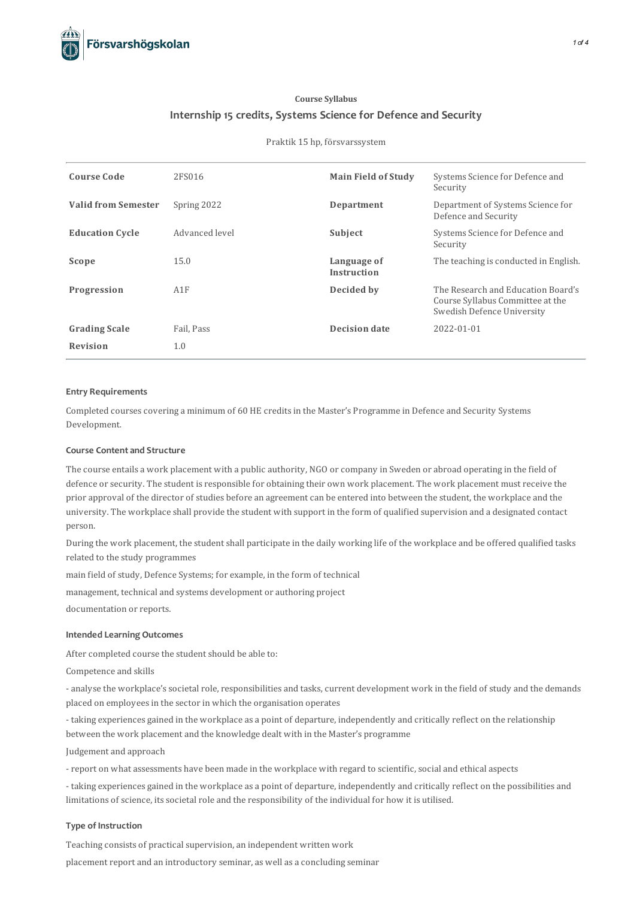Course Syllabus

# Internship 15 credits, Systems Science for Defence and Security

Praktik 15 hp, försvarssystem

| | | | |
|---|---|---|---|
| **Course Code** | 2FS016 | **Main Field of Study** | Systems Science for Defence and Security |
| **Valid from Semester** | Spring 2022 | **Department** | Department of Systems Science for Defence and Security |
| **Education Cycle** | Advanced level | **Subject** | Systems Science for Defence and Security |
| **Scope** | 15.0 | **Language of Instruction** | The teaching is conducted in English. |
| **Progression** | A1F | **Decided by** | The Research and Education Board's Course Syllabus Committee at the Swedish Defence University |
| **Grading Scale** | Fail, Pass | **Decision date** | 2022-01-01 |
| **Revision** | 1.0 | | |

### Entry Requirements

Completed courses covering a minimum of 60 HE credits in the Master's Programme in Defence and Security Systems Development.

### Course Content and Structure

The course entails a work placement with a public authority, NGO or company in Sweden or abroad operating in the field of defence or security. The student is responsible for obtaining their own work placement. The work placement must receive the prior approval of the director of studies before an agreement can be entered into between the student, the workplace and the university. The workplace shall provide the student with support in the form of qualified supervision and a designated contact person.

During the work placement, the student shall participate in the daily working life of the workplace and be offered qualified tasks related to the study programmes

main field of study, Defence Systems; for example, in the form of technical

management, technical and systems development or authoring project

documentation or reports.

### Intended Learning Outcomes

After completed course the student should be able to:

Competence and skills

- analyse the workplace's societal role, responsibilities and tasks, current development work in the field of study and the demands placed on employees in the sector in which the organisation operates

- taking experiences gained in the workplace as a point of departure, independently and critically reflect on the relationship between the work placement and the knowledge dealt with in the Master's programme

Judgement and approach

- report on what assessments have been made in the workplace with regard to scientific, social and ethical aspects

- taking experiences gained in the workplace as a point of departure, independently and critically reflect on the possibilities and limitations of science, its societal role and the responsibility of the individual for how it is utilised.

### Type of Instruction

Teaching consists of practical supervision, an independent written work

placement report and an introductory seminar, as well as a concluding seminar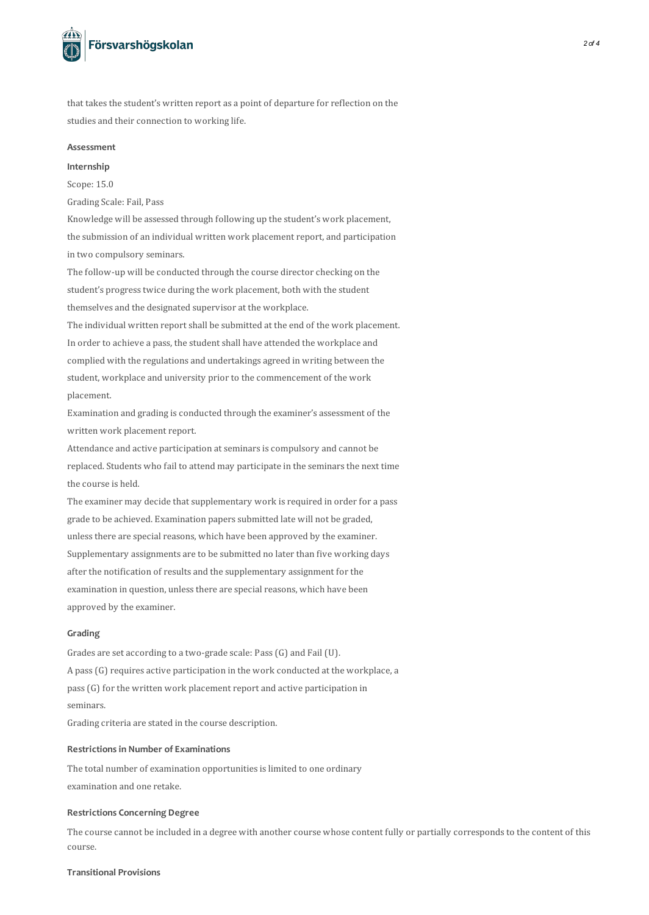that takes the student's written report as a point of departure for reflection on the studies and their connection to working life.

## Assessment

### Internship

Scope: 15.0

Grading Scale: Fail, Pass

Knowledge will be assessed through following up the student's work placement, the submission of an individual written work placement report, and participation in two compulsory seminars.

The follow-up will be conducted through the course director checking on the student's progress twice during the work placement, both with the student themselves and the designated supervisor at the workplace.

The individual written report shall be submitted at the end of the work placement.

In order to achieve a pass, the student shall have attended the workplace and complied with the regulations and undertakings agreed in writing between the student, workplace and university prior to the commencement of the work placement.

Examination and grading is conducted through the examiner's assessment of the written work placement report.

Attendance and active participation at seminars is compulsory and cannot be replaced. Students who fail to attend may participate in the seminars the next time the course is held.

The examiner may decide that supplementary work is required in order for a pass grade to be achieved. Examination papers submitted late will not be graded, unless there are special reasons, which have been approved by the examiner. Supplementary assignments are to be submitted no later than five working days after the notification of results and the supplementary assignment for the examination in question, unless there are special reasons, which have been approved by the examiner.

## Grading

Grades are set according to a two-grade scale: Pass (G) and Fail (U).

A pass (G) requires active participation in the work conducted at the workplace, a pass (G) for the written work placement report and active participation in seminars.

Grading criteria are stated in the course description.

## Restrictions in Number of Examinations

The total number of examination opportunities is limited to one ordinary examination and one retake.

## Restrictions Concerning Degree

The course cannot be included in a degree with another course whose content fully or partially corresponds to the content of this course.

## Transitional Provisions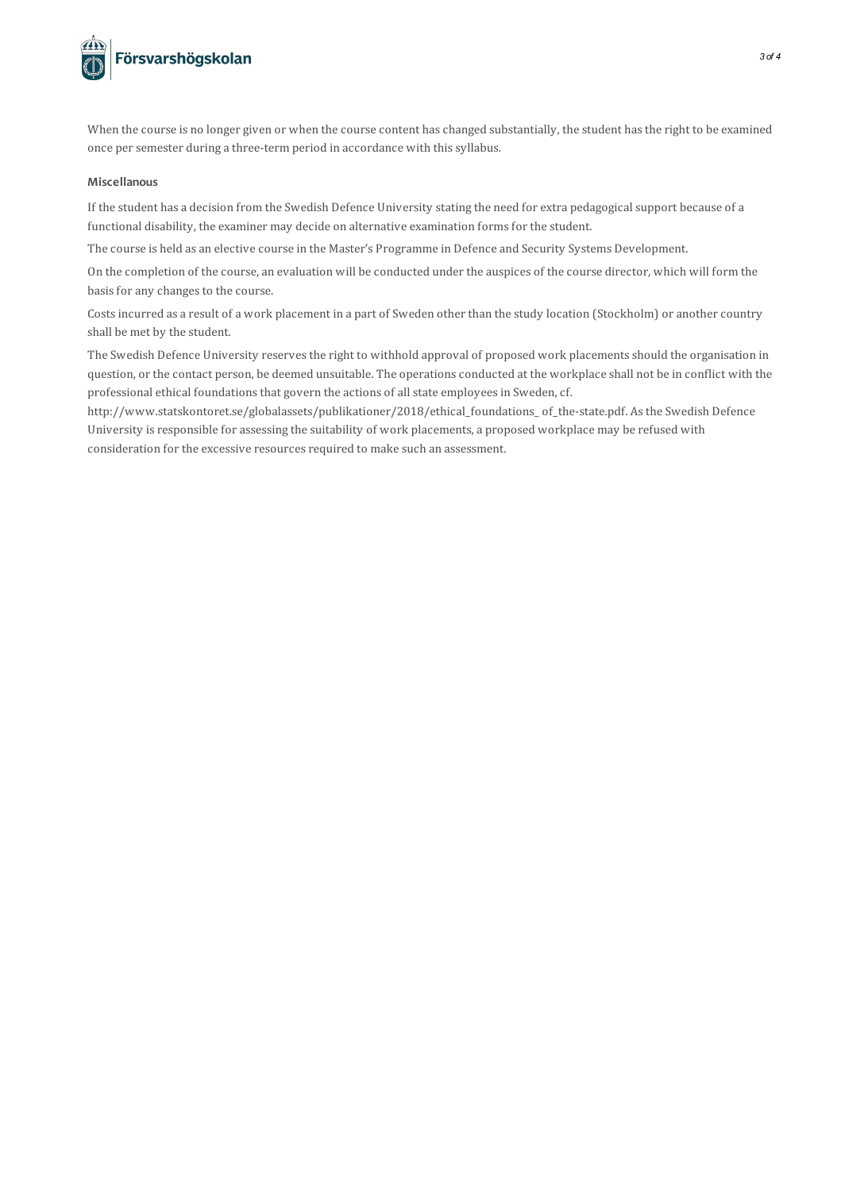When the course is no longer given or when the course content has changed substantially, the student has the right to be examined once per semester during a three-term period in accordance with this syllabus.

### Miscellanous

If the student has a decision from the Swedish Defence University stating the need for extra pedagogical support because of a functional disability, the examiner may decide on alternative examination forms for the student.

The course is held as an elective course in the Master's Programme in Defence and Security Systems Development.

On the completion of the course, an evaluation will be conducted under the auspices of the course director, which will form the basis for any changes to the course.

Costs incurred as a result of a work placement in a part of Sweden other than the study location (Stockholm) or another country shall be met by the student.

The Swedish Defence University reserves the right to withhold approval of proposed work placements should the organisation in question, or the contact person, be deemed unsuitable. The operations conducted at the workplace shall not be in conflict with the professional ethical foundations that govern the actions of all state employees in Sweden, cf. http://www.statskontoret.se/globalassets/publikationer/2018/ethical_foundations_ of_the-state.pdf. As the Swedish Defence University is responsible for assessing the suitability of work placements, a proposed workplace may be refused with consideration for the excessive resources required to make such an assessment.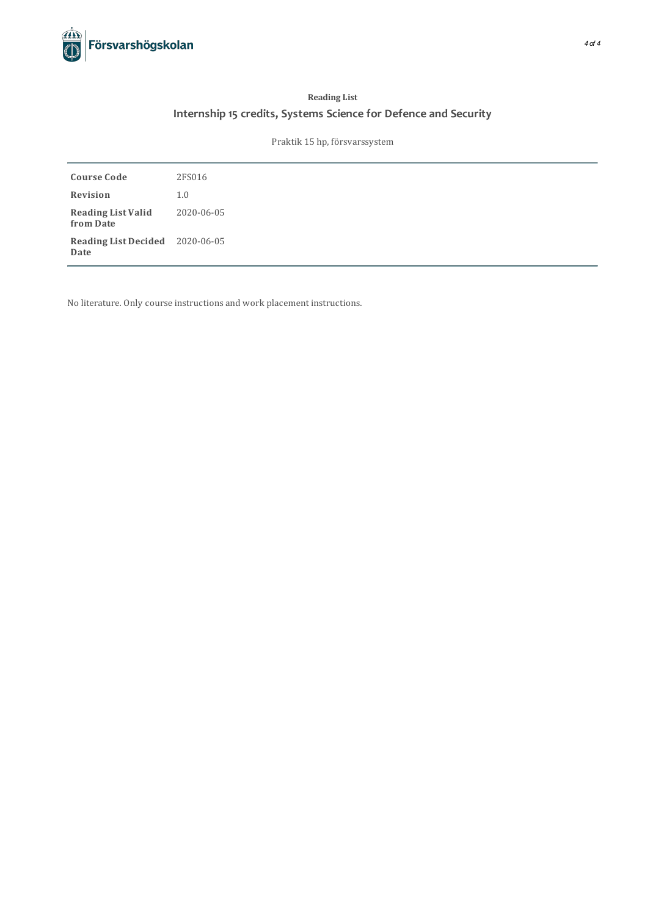**Reading List**

# Internship 15 credits, Systems Science for Defence and Security

Praktik 15 hp, försvarssystem

| | |
|---|---|
| **Course Code** | 2FS016 |
| **Revision** | 1.0 |
| **Reading List Valid from Date** | 2020-06-05 |
| **Reading List Decided Date** | 2020-06-05 |

No literature. Only course instructions and work placement instructions.